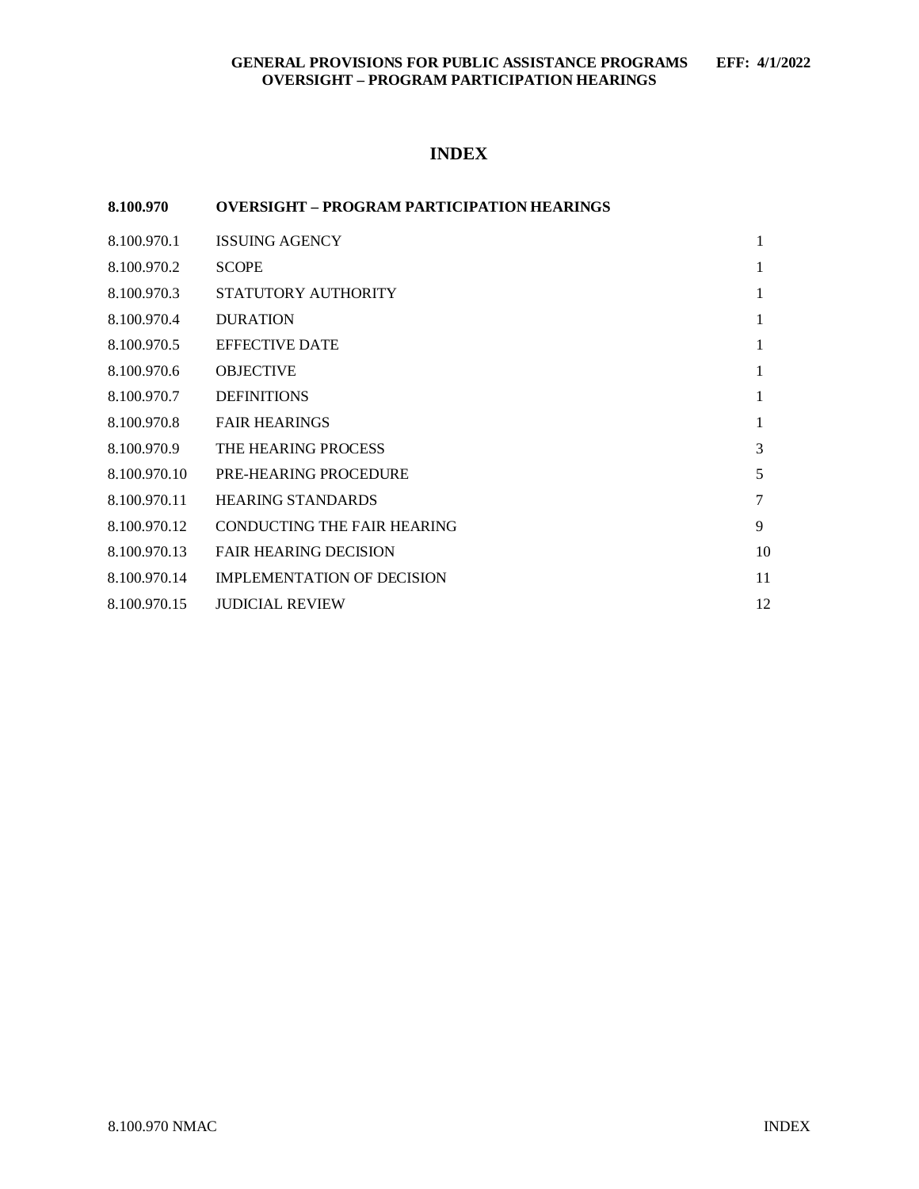# INDEX

| 8.100.970 | OVERSIGHT – PROGRAM PARTICIPATION HEARINGS | |
|---|---|---|
| 8.100.970.1 | ISSUING AGENCY | 1 |
| 8.100.970.2 | SCOPE | 1 |
| 8.100.970.3 | STATUTORY AUTHORITY | 1 |
| 8.100.970.4 | DURATION | 1 |
| 8.100.970.5 | EFFECTIVE DATE | 1 |
| 8.100.970.6 | OBJECTIVE | 1 |
| 8.100.970.7 | DEFINITIONS | 1 |
| 8.100.970.8 | FAIR HEARINGS | 1 |
| 8.100.970.9 | THE HEARING PROCESS | 3 |
| 8.100.970.10 | PRE-HEARING PROCEDURE | 5 |
| 8.100.970.11 | HEARING STANDARDS | 7 |
| 8.100.970.12 | CONDUCTING THE FAIR HEARING | 9 |
| 8.100.970.13 | FAIR HEARING DECISION | 10 |
| 8.100.970.14 | IMPLEMENTATION OF DECISION | 11 |
| 8.100.970.15 | JUDICIAL REVIEW | 12 |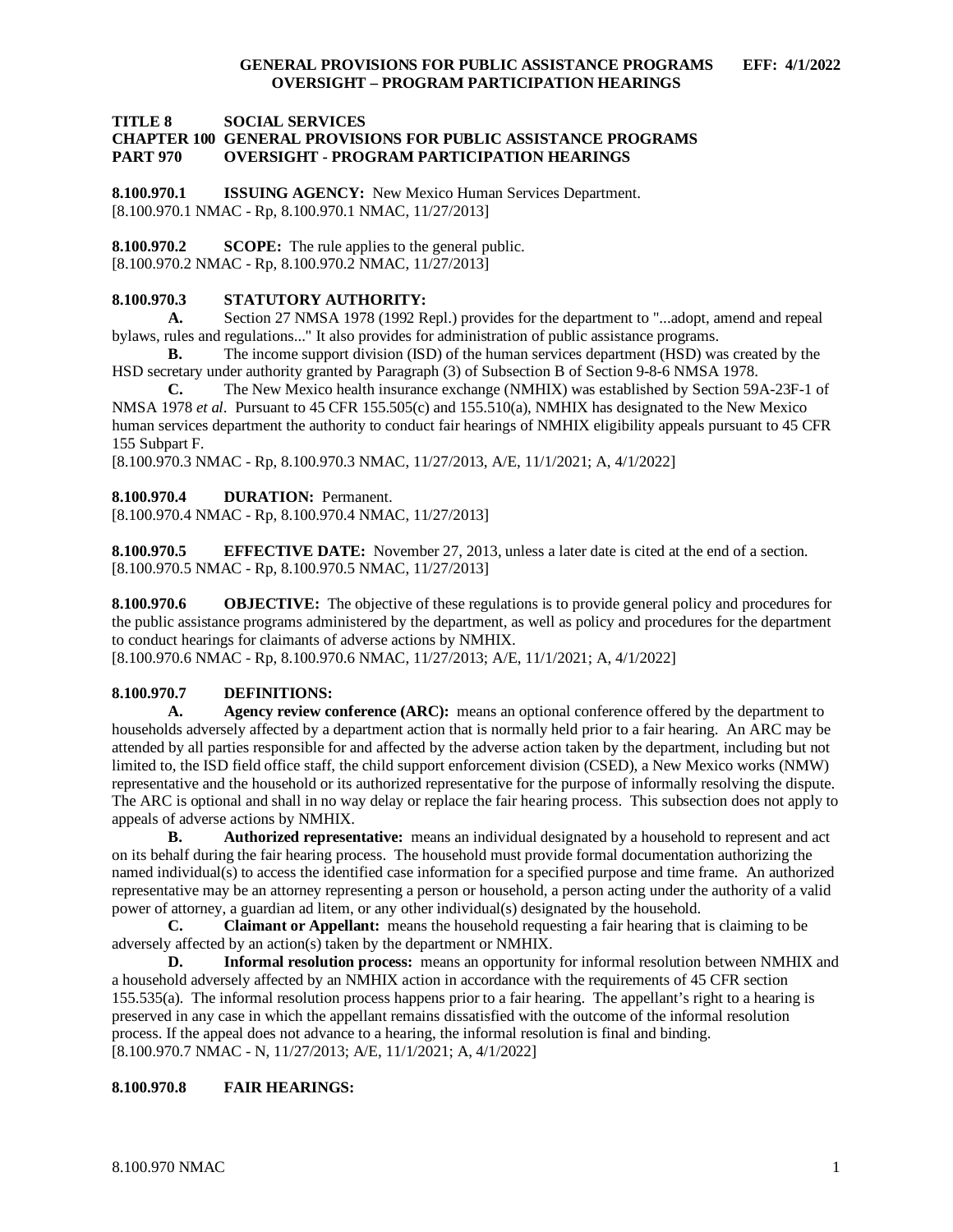**TITLE 8 SOCIAL SERVICES**
**CHAPTER 100 GENERAL PROVISIONS FOR PUBLIC ASSISTANCE PROGRAMS**
**PART 970 OVERSIGHT - PROGRAM PARTICIPATION HEARINGS**

**8.100.970.1 ISSUING AGENCY:** New Mexico Human Services Department.
[8.100.970.1 NMAC - Rp, 8.100.970.1 NMAC, 11/27/2013]

**8.100.970.2 SCOPE:** The rule applies to the general public.
[8.100.970.2 NMAC - Rp, 8.100.970.2 NMAC, 11/27/2013]

**8.100.970.3 STATUTORY AUTHORITY:**

**A.** Section 27 NMSA 1978 (1992 Repl.) provides for the department to "...adopt, amend and repeal bylaws, rules and regulations..." It also provides for administration of public assistance programs.

**B.** The income support division (ISD) of the human services department (HSD) was created by the HSD secretary under authority granted by Paragraph (3) of Subsection B of Section 9-8-6 NMSA 1978.

**C.** The New Mexico health insurance exchange (NMHIX) was established by Section 59A-23F-1 of NMSA 1978 *et al*. Pursuant to 45 CFR 155.505(c) and 155.510(a), NMHIX has designated to the New Mexico human services department the authority to conduct fair hearings of NMHIX eligibility appeals pursuant to 45 CFR 155 Subpart F.

[8.100.970.3 NMAC - Rp, 8.100.970.3 NMAC, 11/27/2013, A/E, 11/1/2021; A, 4/1/2022]

**8.100.970.4 DURATION:** Permanent.
[8.100.970.4 NMAC - Rp, 8.100.970.4 NMAC, 11/27/2013]

**8.100.970.5 EFFECTIVE DATE:** November 27, 2013, unless a later date is cited at the end of a section.
[8.100.970.5 NMAC - Rp, 8.100.970.5 NMAC, 11/27/2013]

**8.100.970.6 OBJECTIVE:** The objective of these regulations is to provide general policy and procedures for the public assistance programs administered by the department, as well as policy and procedures for the department to conduct hearings for claimants of adverse actions by NMHIX.
[8.100.970.6 NMAC - Rp, 8.100.970.6 NMAC, 11/27/2013; A/E, 11/1/2021; A, 4/1/2022]

**8.100.970.7 DEFINITIONS:**

**A. Agency review conference (ARC):** means an optional conference offered by the department to households adversely affected by a department action that is normally held prior to a fair hearing. An ARC may be attended by all parties responsible for and affected by the adverse action taken by the department, including but not limited to, the ISD field office staff, the child support enforcement division (CSED), a New Mexico works (NMW) representative and the household or its authorized representative for the purpose of informally resolving the dispute. The ARC is optional and shall in no way delay or replace the fair hearing process. This subsection does not apply to appeals of adverse actions by NMHIX.

**B. Authorized representative:** means an individual designated by a household to represent and act on its behalf during the fair hearing process. The household must provide formal documentation authorizing the named individual(s) to access the identified case information for a specified purpose and time frame. An authorized representative may be an attorney representing a person or household, a person acting under the authority of a valid power of attorney, a guardian ad litem, or any other individual(s) designated by the household.

**C. Claimant or Appellant:** means the household requesting a fair hearing that is claiming to be adversely affected by an action(s) taken by the department or NMHIX.

**D. Informal resolution process:** means an opportunity for informal resolution between NMHIX and a household adversely affected by an NMHIX action in accordance with the requirements of 45 CFR section 155.535(a). The informal resolution process happens prior to a fair hearing. The appellant's right to a hearing is preserved in any case in which the appellant remains dissatisfied with the outcome of the informal resolution process. If the appeal does not advance to a hearing, the informal resolution is final and binding.
[8.100.970.7 NMAC - N, 11/27/2013; A/E, 11/1/2021; A, 4/1/2022]

**8.100.970.8 FAIR HEARINGS:**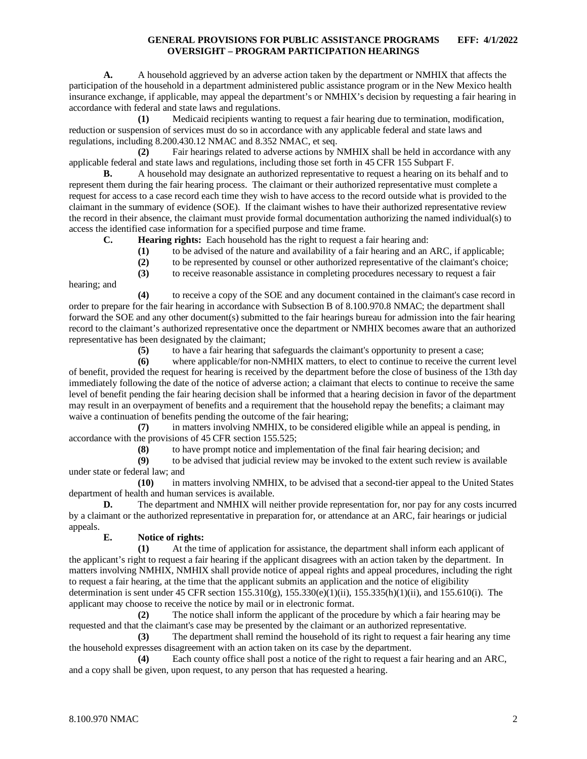**A.** A household aggrieved by an adverse action taken by the department or NMHIX that affects the participation of the household in a department administered public assistance program or in the New Mexico health insurance exchange, if applicable, may appeal the department's or NMHIX's decision by requesting a fair hearing in accordance with federal and state laws and regulations.

**(1)** Medicaid recipients wanting to request a fair hearing due to termination, modification, reduction or suspension of services must do so in accordance with any applicable federal and state laws and regulations, including 8.200.430.12 NMAC and 8.352 NMAC, et seq.

**(2)** Fair hearings related to adverse actions by NMHIX shall be held in accordance with any applicable federal and state laws and regulations, including those set forth in 45 CFR 155 Subpart F.

**B.** A household may designate an authorized representative to request a hearing on its behalf and to represent them during the fair hearing process. The claimant or their authorized representative must complete a request for access to a case record each time they wish to have access to the record outside what is provided to the claimant in the summary of evidence (SOE). If the claimant wishes to have their authorized representative review the record in their absence, the claimant must provide formal documentation authorizing the named individual(s) to access the identified case information for a specified purpose and time frame.

**C. Hearing rights:** Each household has the right to request a fair hearing and:

**(1)** to be advised of the nature and availability of a fair hearing and an ARC, if applicable;

**(2)** to be represented by counsel or other authorized representative of the claimant's choice;

**(3)** to receive reasonable assistance in completing procedures necessary to request a fair hearing; and

**(4)** to receive a copy of the SOE and any document contained in the claimant's case record in order to prepare for the fair hearing in accordance with Subsection B of 8.100.970.8 NMAC; the department shall forward the SOE and any other document(s) submitted to the fair hearings bureau for admission into the fair hearing record to the claimant's authorized representative once the department or NMHIX becomes aware that an authorized representative has been designated by the claimant;

**(5)** to have a fair hearing that safeguards the claimant's opportunity to present a case;

**(6)** where applicable/for non-NMHIX matters, to elect to continue to receive the current level of benefit, provided the request for hearing is received by the department before the close of business of the 13th day immediately following the date of the notice of adverse action; a claimant that elects to continue to receive the same level of benefit pending the fair hearing decision shall be informed that a hearing decision in favor of the department may result in an overpayment of benefits and a requirement that the household repay the benefits; a claimant may waive a continuation of benefits pending the outcome of the fair hearing;

**(7)** in matters involving NMHIX, to be considered eligible while an appeal is pending, in accordance with the provisions of 45 CFR section 155.525;

**(8)** to have prompt notice and implementation of the final fair hearing decision; and

**(9)** to be advised that judicial review may be invoked to the extent such review is available under state or federal law; and

**(10)** in matters involving NMHIX, to be advised that a second-tier appeal to the United States department of health and human services is available.

**D.** The department and NMHIX will neither provide representation for, nor pay for any costs incurred by a claimant or the authorized representative in preparation for, or attendance at an ARC, fair hearings or judicial appeals.

**E. Notice of rights:**

**(1)** At the time of application for assistance, the department shall inform each applicant of the applicant's right to request a fair hearing if the applicant disagrees with an action taken by the department. In matters involving NMHIX, NMHIX shall provide notice of appeal rights and appeal procedures, including the right to request a fair hearing, at the time that the applicant submits an application and the notice of eligibility determination is sent under 45 CFR section 155.310(g), 155.330(e)(1)(ii), 155.335(h)(1)(ii), and 155.610(i). The applicant may choose to receive the notice by mail or in electronic format.

**(2)** The notice shall inform the applicant of the procedure by which a fair hearing may be requested and that the claimant's case may be presented by the claimant or an authorized representative.

**(3)** The department shall remind the household of its right to request a fair hearing any time the household expresses disagreement with an action taken on its case by the department.

**(4)** Each county office shall post a notice of the right to request a fair hearing and an ARC, and a copy shall be given, upon request, to any person that has requested a hearing.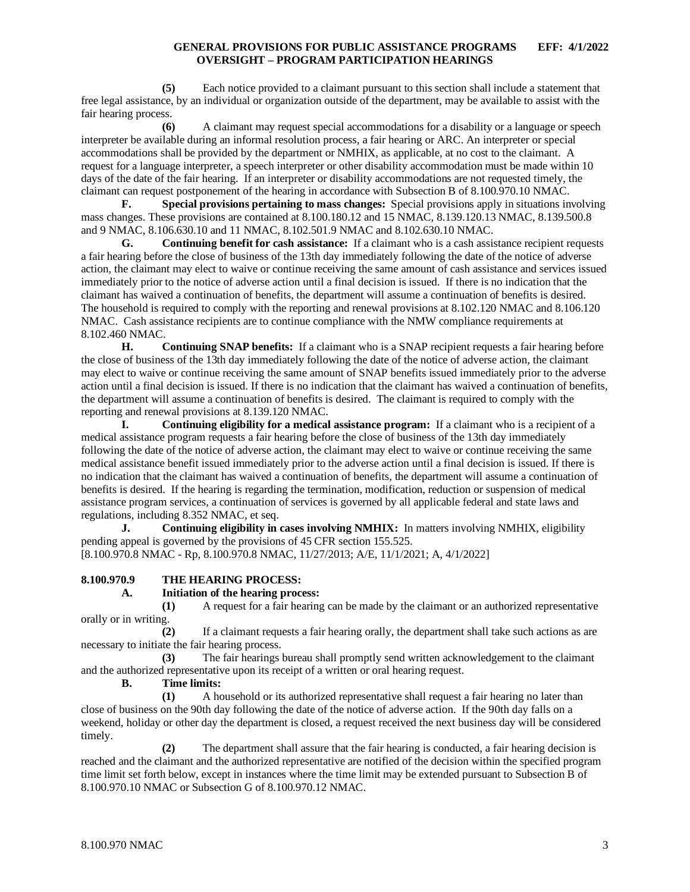**(5)** Each notice provided to a claimant pursuant to this section shall include a statement that free legal assistance, by an individual or organization outside of the department, may be available to assist with the fair hearing process.

**(6)** A claimant may request special accommodations for a disability or a language or speech interpreter be available during an informal resolution process, a fair hearing or ARC. An interpreter or special accommodations shall be provided by the department or NMHIX, as applicable, at no cost to the claimant. A request for a language interpreter, a speech interpreter or other disability accommodation must be made within 10 days of the date of the fair hearing. If an interpreter or disability accommodations are not requested timely, the claimant can request postponement of the hearing in accordance with Subsection B of 8.100.970.10 NMAC.

**F. Special provisions pertaining to mass changes:** Special provisions apply in situations involving mass changes. These provisions are contained at 8.100.180.12 and 15 NMAC, 8.139.120.13 NMAC, 8.139.500.8 and 9 NMAC, 8.106.630.10 and 11 NMAC, 8.102.501.9 NMAC and 8.102.630.10 NMAC.

**G. Continuing benefit for cash assistance:** If a claimant who is a cash assistance recipient requests a fair hearing before the close of business of the 13th day immediately following the date of the notice of adverse action, the claimant may elect to waive or continue receiving the same amount of cash assistance and services issued immediately prior to the notice of adverse action until a final decision is issued. If there is no indication that the claimant has waived a continuation of benefits, the department will assume a continuation of benefits is desired. The household is required to comply with the reporting and renewal provisions at 8.102.120 NMAC and 8.106.120 NMAC. Cash assistance recipients are to continue compliance with the NMW compliance requirements at 8.102.460 NMAC.

**H. Continuing SNAP benefits:** If a claimant who is a SNAP recipient requests a fair hearing before the close of business of the 13th day immediately following the date of the notice of adverse action, the claimant may elect to waive or continue receiving the same amount of SNAP benefits issued immediately prior to the adverse action until a final decision is issued. If there is no indication that the claimant has waived a continuation of benefits, the department will assume a continuation of benefits is desired. The claimant is required to comply with the reporting and renewal provisions at 8.139.120 NMAC.

**I. Continuing eligibility for a medical assistance program:** If a claimant who is a recipient of a medical assistance program requests a fair hearing before the close of business of the 13th day immediately following the date of the notice of adverse action, the claimant may elect to waive or continue receiving the same medical assistance benefit issued immediately prior to the adverse action until a final decision is issued. If there is no indication that the claimant has waived a continuation of benefits, the department will assume a continuation of benefits is desired. If the hearing is regarding the termination, modification, reduction or suspension of medical assistance program services, a continuation of services is governed by all applicable federal and state laws and regulations, including 8.352 NMAC, et seq.

**J. Continuing eligibility in cases involving NMHIX:** In matters involving NMHIX, eligibility pending appeal is governed by the provisions of 45 CFR section 155.525.

[8.100.970.8 NMAC - Rp, 8.100.970.8 NMAC, 11/27/2013; A/E, 11/1/2021; A, 4/1/2022]

## 8.100.970.9 THE HEARING PROCESS:

**A. Initiation of the hearing process:**

**(1)** A request for a fair hearing can be made by the claimant or an authorized representative orally or in writing.

**(2)** If a claimant requests a fair hearing orally, the department shall take such actions as are necessary to initiate the fair hearing process.

**(3)** The fair hearings bureau shall promptly send written acknowledgement to the claimant and the authorized representative upon its receipt of a written or oral hearing request.

**B. Time limits:**

**(1)** A household or its authorized representative shall request a fair hearing no later than close of business on the 90th day following the date of the notice of adverse action. If the 90th day falls on a weekend, holiday or other day the department is closed, a request received the next business day will be considered timely.

**(2)** The department shall assure that the fair hearing is conducted, a fair hearing decision is reached and the claimant and the authorized representative are notified of the decision within the specified program time limit set forth below, except in instances where the time limit may be extended pursuant to Subsection B of 8.100.970.10 NMAC or Subsection G of 8.100.970.12 NMAC.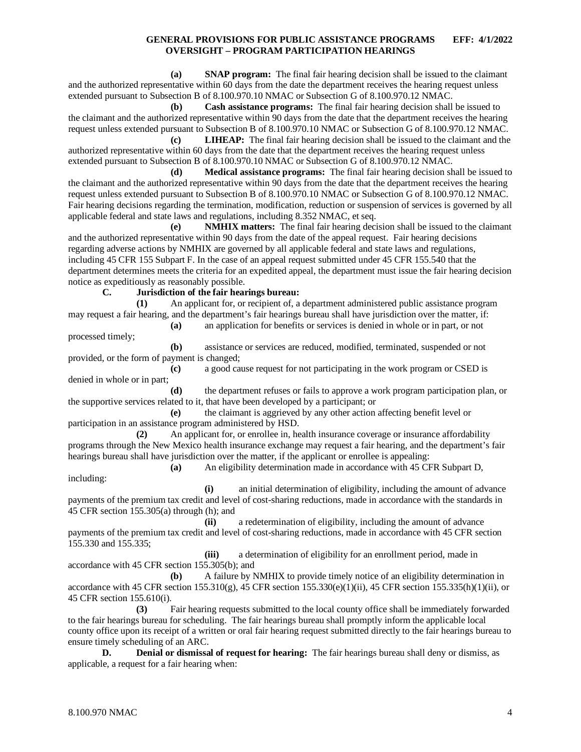**(a) SNAP program:** The final fair hearing decision shall be issued to the claimant and the authorized representative within 60 days from the date the department receives the hearing request unless extended pursuant to Subsection B of 8.100.970.10 NMAC or Subsection G of 8.100.970.12 NMAC.

**(b) Cash assistance programs:** The final fair hearing decision shall be issued to the claimant and the authorized representative within 90 days from the date that the department receives the hearing request unless extended pursuant to Subsection B of 8.100.970.10 NMAC or Subsection G of 8.100.970.12 NMAC.

**(c) LIHEAP:** The final fair hearing decision shall be issued to the claimant and the authorized representative within 60 days from the date that the department receives the hearing request unless extended pursuant to Subsection B of 8.100.970.10 NMAC or Subsection G of 8.100.970.12 NMAC.

**(d) Medical assistance programs:** The final fair hearing decision shall be issued to the claimant and the authorized representative within 90 days from the date that the department receives the hearing request unless extended pursuant to Subsection B of 8.100.970.10 NMAC or Subsection G of 8.100.970.12 NMAC. Fair hearing decisions regarding the termination, modification, reduction or suspension of services is governed by all applicable federal and state laws and regulations, including 8.352 NMAC, et seq.

**(e) NMHIX matters:** The final fair hearing decision shall be issued to the claimant and the authorized representative within 90 days from the date of the appeal request. Fair hearing decisions regarding adverse actions by NMHIX are governed by all applicable federal and state laws and regulations, including 45 CFR 155 Subpart F. In the case of an appeal request submitted under 45 CFR 155.540 that the department determines meets the criteria for an expedited appeal, the department must issue the fair hearing decision notice as expeditiously as reasonably possible.

**C. Jurisdiction of the fair hearings bureau:**

**(1)** An applicant for, or recipient of, a department administered public assistance program may request a fair hearing, and the department's fair hearings bureau shall have jurisdiction over the matter, if:

**(a)** an application for benefits or services is denied in whole or in part, or not processed timely;

**(b)** assistance or services are reduced, modified, terminated, suspended or not provided, or the form of payment is changed;

**(c)** a good cause request for not participating in the work program or CSED is denied in whole or in part;

**(d)** the department refuses or fails to approve a work program participation plan, or the supportive services related to it, that have been developed by a participant; or

**(e)** the claimant is aggrieved by any other action affecting benefit level or participation in an assistance program administered by HSD.

**(2)** An applicant for, or enrollee in, health insurance coverage or insurance affordability programs through the New Mexico health insurance exchange may request a fair hearing, and the department's fair hearings bureau shall have jurisdiction over the matter, if the applicant or enrollee is appealing:

**(a)** An eligibility determination made in accordance with 45 CFR Subpart D, including:

**(i)** an initial determination of eligibility, including the amount of advance payments of the premium tax credit and level of cost-sharing reductions, made in accordance with the standards in 45 CFR section 155.305(a) through (h); and

**(ii)** a redetermination of eligibility, including the amount of advance payments of the premium tax credit and level of cost-sharing reductions, made in accordance with 45 CFR section 155.330 and 155.335;

**(iii)** a determination of eligibility for an enrollment period, made in accordance with 45 CFR section 155.305(b); and

**(b)** A failure by NMHIX to provide timely notice of an eligibility determination in accordance with 45 CFR section 155.310(g), 45 CFR section 155.330(e)(1)(ii), 45 CFR section 155.335(h)(1)(ii), or 45 CFR section 155.610(i).

**(3)** Fair hearing requests submitted to the local county office shall be immediately forwarded to the fair hearings bureau for scheduling. The fair hearings bureau shall promptly inform the applicable local county office upon its receipt of a written or oral fair hearing request submitted directly to the fair hearings bureau to ensure timely scheduling of an ARC.

**D. Denial or dismissal of request for hearing:** The fair hearings bureau shall deny or dismiss, as applicable, a request for a fair hearing when: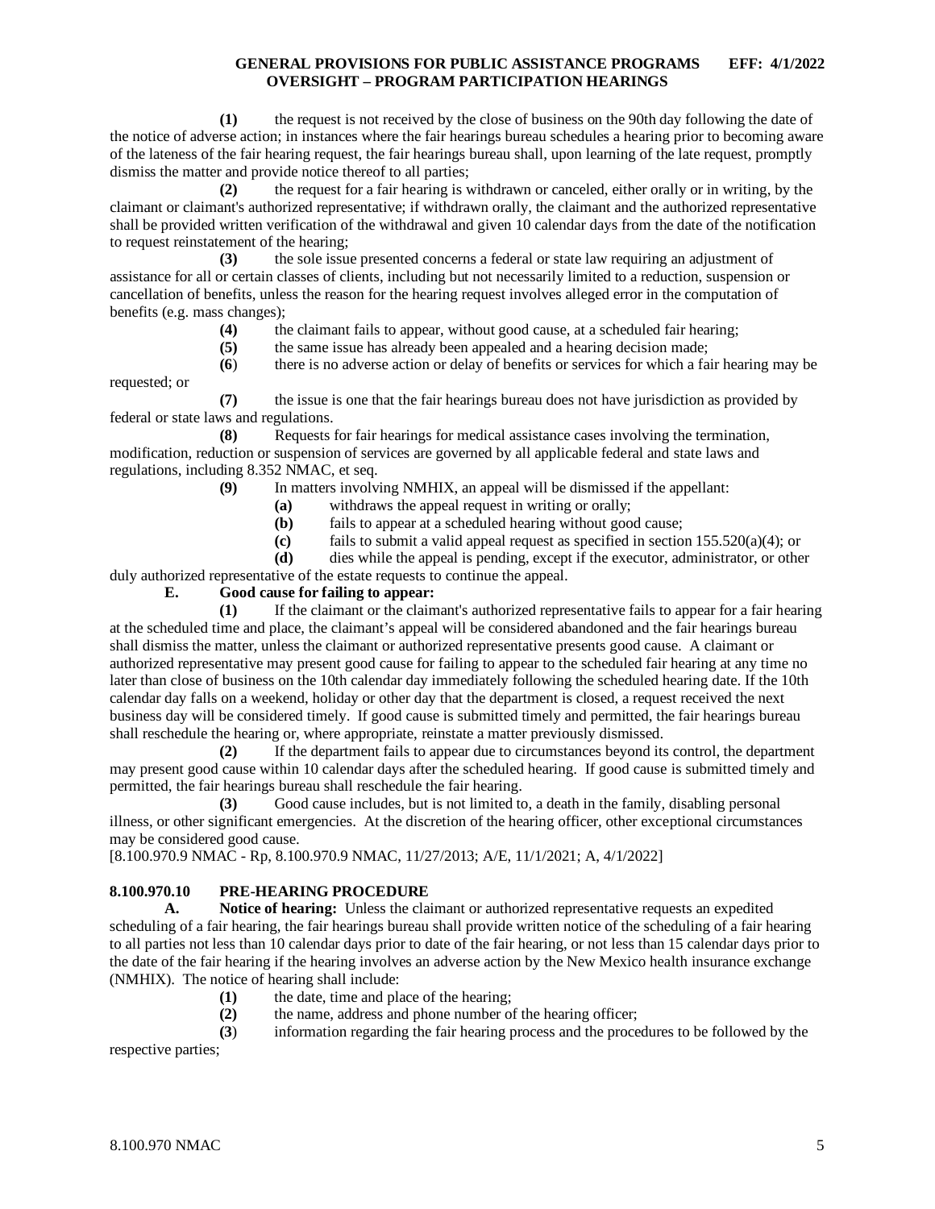**(1)** the request is not received by the close of business on the 90th day following the date of the notice of adverse action; in instances where the fair hearings bureau schedules a hearing prior to becoming aware of the lateness of the fair hearing request, the fair hearings bureau shall, upon learning of the late request, promptly dismiss the matter and provide notice thereof to all parties;

**(2)** the request for a fair hearing is withdrawn or canceled, either orally or in writing, by the claimant or claimant's authorized representative; if withdrawn orally, the claimant and the authorized representative shall be provided written verification of the withdrawal and given 10 calendar days from the date of the notification to request reinstatement of the hearing;

**(3)** the sole issue presented concerns a federal or state law requiring an adjustment of assistance for all or certain classes of clients, including but not necessarily limited to a reduction, suspension or cancellation of benefits, unless the reason for the hearing request involves alleged error in the computation of benefits (e.g. mass changes);

**(4)** the claimant fails to appear, without good cause, at a scheduled fair hearing;

**(5)** the same issue has already been appealed and a hearing decision made;

**(6)** there is no adverse action or delay of benefits or services for which a fair hearing may be requested; or

**(7)** the issue is one that the fair hearings bureau does not have jurisdiction as provided by federal or state laws and regulations.

**(8)** Requests for fair hearings for medical assistance cases involving the termination, modification, reduction or suspension of services are governed by all applicable federal and state laws and regulations, including 8.352 NMAC, et seq.

**(9)** In matters involving NMHIX, an appeal will be dismissed if the appellant:

**(a)** withdraws the appeal request in writing or orally;

**(b)** fails to appear at a scheduled hearing without good cause;

**(c)** fails to submit a valid appeal request as specified in section 155.520(a)(4); or

**(d)** dies while the appeal is pending, except if the executor, administrator, or other duly authorized representative of the estate requests to continue the appeal.

**E. Good cause for failing to appear:**

**(1)** If the claimant or the claimant's authorized representative fails to appear for a fair hearing at the scheduled time and place, the claimant's appeal will be considered abandoned and the fair hearings bureau shall dismiss the matter, unless the claimant or authorized representative presents good cause. A claimant or authorized representative may present good cause for failing to appear to the scheduled fair hearing at any time no later than close of business on the 10th calendar day immediately following the scheduled hearing date. If the 10th calendar day falls on a weekend, holiday or other day that the department is closed, a request received the next business day will be considered timely. If good cause is submitted timely and permitted, the fair hearings bureau shall reschedule the hearing or, where appropriate, reinstate a matter previously dismissed.

**(2)** If the department fails to appear due to circumstances beyond its control, the department may present good cause within 10 calendar days after the scheduled hearing. If good cause is submitted timely and permitted, the fair hearings bureau shall reschedule the fair hearing.

**(3)** Good cause includes, but is not limited to, a death in the family, disabling personal illness, or other significant emergencies. At the discretion of the hearing officer, other exceptional circumstances may be considered good cause.

[8.100.970.9 NMAC - Rp, 8.100.970.9 NMAC, 11/27/2013; A/E, 11/1/2021; A, 4/1/2022]

## 8.100.970.10 PRE-HEARING PROCEDURE

**A. Notice of hearing:** Unless the claimant or authorized representative requests an expedited scheduling of a fair hearing, the fair hearings bureau shall provide written notice of the scheduling of a fair hearing to all parties not less than 10 calendar days prior to date of the fair hearing, or not less than 15 calendar days prior to the date of the fair hearing if the hearing involves an adverse action by the New Mexico health insurance exchange (NMHIX). The notice of hearing shall include:

**(1)** the date, time and place of the hearing;

**(2)** the name, address and phone number of the hearing officer;

**(3)** information regarding the fair hearing process and the procedures to be followed by the respective parties;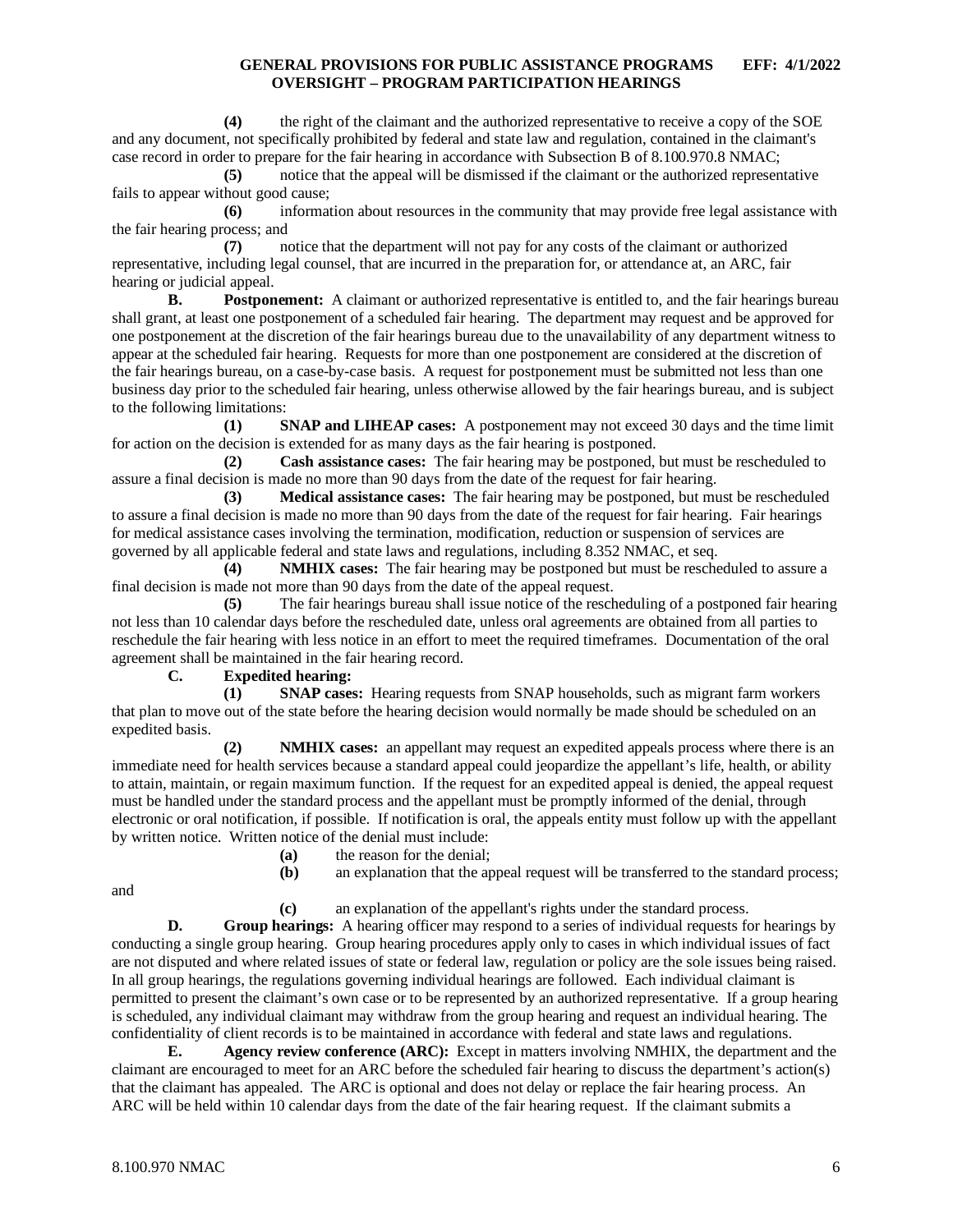**(4)** the right of the claimant and the authorized representative to receive a copy of the SOE and any document, not specifically prohibited by federal and state law and regulation, contained in the claimant's case record in order to prepare for the fair hearing in accordance with Subsection B of 8.100.970.8 NMAC;

**(5)** notice that the appeal will be dismissed if the claimant or the authorized representative fails to appear without good cause;

**(6)** information about resources in the community that may provide free legal assistance with the fair hearing process; and

**(7)** notice that the department will not pay for any costs of the claimant or authorized representative, including legal counsel, that are incurred in the preparation for, or attendance at, an ARC, fair hearing or judicial appeal.

**B. Postponement:** A claimant or authorized representative is entitled to, and the fair hearings bureau shall grant, at least one postponement of a scheduled fair hearing. The department may request and be approved for one postponement at the discretion of the fair hearings bureau due to the unavailability of any department witness to appear at the scheduled fair hearing. Requests for more than one postponement are considered at the discretion of the fair hearings bureau, on a case-by-case basis. A request for postponement must be submitted not less than one business day prior to the scheduled fair hearing, unless otherwise allowed by the fair hearings bureau, and is subject to the following limitations:

**(1) SNAP and LIHEAP cases:** A postponement may not exceed 30 days and the time limit for action on the decision is extended for as many days as the fair hearing is postponed.

**(2) Cash assistance cases:** The fair hearing may be postponed, but must be rescheduled to assure a final decision is made no more than 90 days from the date of the request for fair hearing.

**(3) Medical assistance cases:** The fair hearing may be postponed, but must be rescheduled to assure a final decision is made no more than 90 days from the date of the request for fair hearing. Fair hearings for medical assistance cases involving the termination, modification, reduction or suspension of services are governed by all applicable federal and state laws and regulations, including 8.352 NMAC, et seq.

**(4) NMHIX cases:** The fair hearing may be postponed but must be rescheduled to assure a final decision is made not more than 90 days from the date of the appeal request.

**(5)** The fair hearings bureau shall issue notice of the rescheduling of a postponed fair hearing not less than 10 calendar days before the rescheduled date, unless oral agreements are obtained from all parties to reschedule the fair hearing with less notice in an effort to meet the required timeframes. Documentation of the oral agreement shall be maintained in the fair hearing record.

**C. Expedited hearing:**

**(1) SNAP cases:** Hearing requests from SNAP households, such as migrant farm workers that plan to move out of the state before the hearing decision would normally be made should be scheduled on an expedited basis.

**(2) NMHIX cases:** an appellant may request an expedited appeals process where there is an immediate need for health services because a standard appeal could jeopardize the appellant's life, health, or ability to attain, maintain, or regain maximum function. If the request for an expedited appeal is denied, the appeal request must be handled under the standard process and the appellant must be promptly informed of the denial, through electronic or oral notification, if possible. If notification is oral, the appeals entity must follow up with the appellant by written notice. Written notice of the denial must include:

**(a)** the reason for the denial;

**(b)** an explanation that the appeal request will be transferred to the standard process; and

**(c)** an explanation of the appellant's rights under the standard process.

**D. Group hearings:** A hearing officer may respond to a series of individual requests for hearings by conducting a single group hearing. Group hearing procedures apply only to cases in which individual issues of fact are not disputed and where related issues of state or federal law, regulation or policy are the sole issues being raised. In all group hearings, the regulations governing individual hearings are followed. Each individual claimant is permitted to present the claimant's own case or to be represented by an authorized representative. If a group hearing is scheduled, any individual claimant may withdraw from the group hearing and request an individual hearing. The confidentiality of client records is to be maintained in accordance with federal and state laws and regulations.

**E. Agency review conference (ARC):** Except in matters involving NMHIX, the department and the claimant are encouraged to meet for an ARC before the scheduled fair hearing to discuss the department's action(s) that the claimant has appealed. The ARC is optional and does not delay or replace the fair hearing process. An ARC will be held within 10 calendar days from the date of the fair hearing request. If the claimant submits a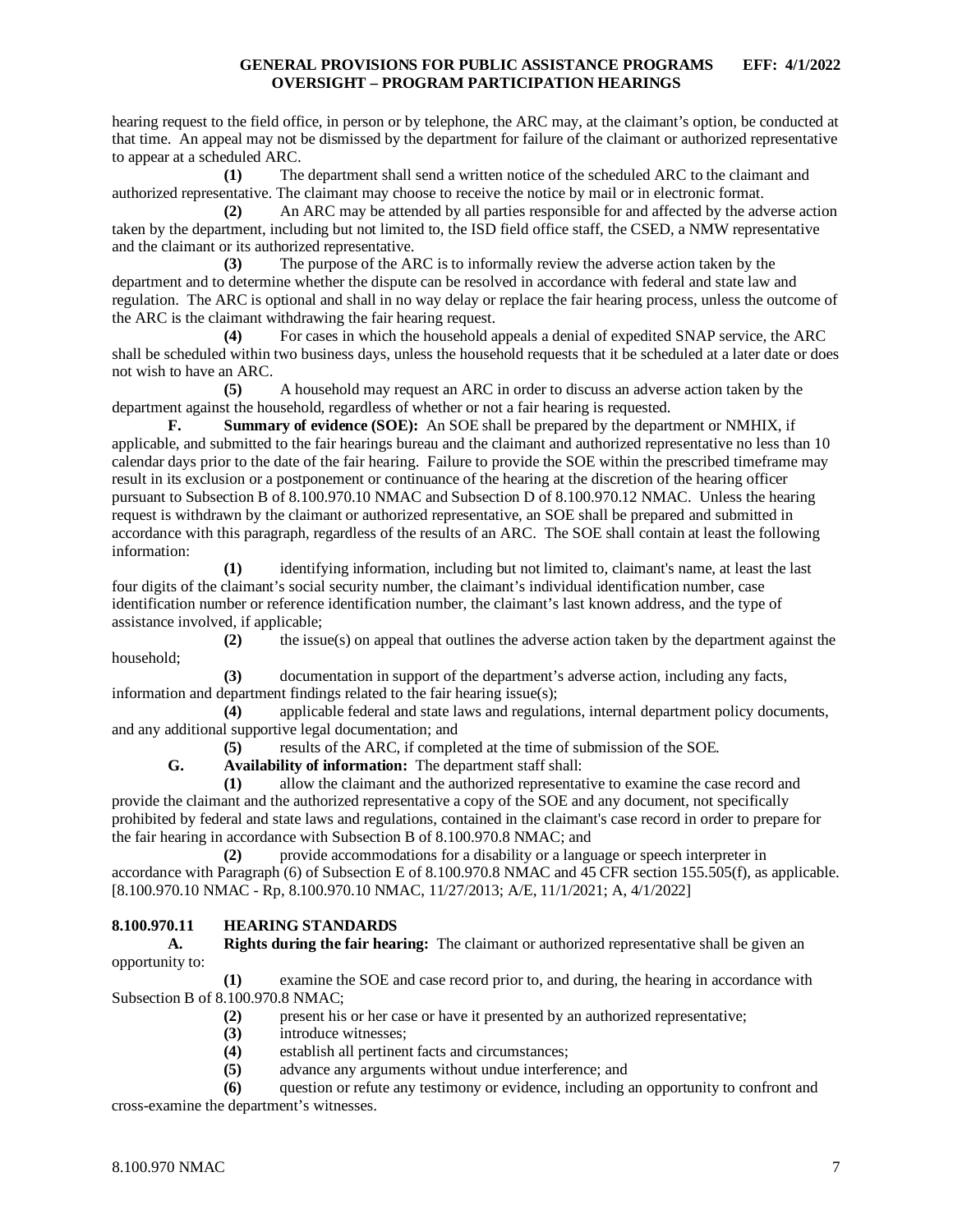hearing request to the field office, in person or by telephone, the ARC may, at the claimant's option, be conducted at that time. An appeal may not be dismissed by the department for failure of the claimant or authorized representative to appear at a scheduled ARC.

**(1)** The department shall send a written notice of the scheduled ARC to the claimant and authorized representative. The claimant may choose to receive the notice by mail or in electronic format.

**(2)** An ARC may be attended by all parties responsible for and affected by the adverse action taken by the department, including but not limited to, the ISD field office staff, the CSED, a NMW representative and the claimant or its authorized representative.

**(3)** The purpose of the ARC is to informally review the adverse action taken by the department and to determine whether the dispute can be resolved in accordance with federal and state law and regulation. The ARC is optional and shall in no way delay or replace the fair hearing process, unless the outcome of the ARC is the claimant withdrawing the fair hearing request.

**(4)** For cases in which the household appeals a denial of expedited SNAP service, the ARC shall be scheduled within two business days, unless the household requests that it be scheduled at a later date or does not wish to have an ARC.

**(5)** A household may request an ARC in order to discuss an adverse action taken by the department against the household, regardless of whether or not a fair hearing is requested.

**F. Summary of evidence (SOE):** An SOE shall be prepared by the department or NMHIX, if applicable, and submitted to the fair hearings bureau and the claimant and authorized representative no less than 10 calendar days prior to the date of the fair hearing. Failure to provide the SOE within the prescribed timeframe may result in its exclusion or a postponement or continuance of the hearing at the discretion of the hearing officer pursuant to Subsection B of 8.100.970.10 NMAC and Subsection D of 8.100.970.12 NMAC. Unless the hearing request is withdrawn by the claimant or authorized representative, an SOE shall be prepared and submitted in accordance with this paragraph, regardless of the results of an ARC. The SOE shall contain at least the following information:

**(1)** identifying information, including but not limited to, claimant's name, at least the last four digits of the claimant's social security number, the claimant's individual identification number, case identification number or reference identification number, the claimant's last known address, and the type of assistance involved, if applicable;

**(2)** the issue(s) on appeal that outlines the adverse action taken by the department against the household;

**(3)** documentation in support of the department's adverse action, including any facts, information and department findings related to the fair hearing issue(s);

**(4)** applicable federal and state laws and regulations, internal department policy documents, and any additional supportive legal documentation; and

**(5)** results of the ARC, if completed at the time of submission of the SOE.

**G. Availability of information:** The department staff shall:

**(1)** allow the claimant and the authorized representative to examine the case record and provide the claimant and the authorized representative a copy of the SOE and any document, not specifically prohibited by federal and state laws and regulations, contained in the claimant's case record in order to prepare for the fair hearing in accordance with Subsection B of 8.100.970.8 NMAC; and

**(2)** provide accommodations for a disability or a language or speech interpreter in accordance with Paragraph (6) of Subsection E of 8.100.970.8 NMAC and 45 CFR section 155.505(f), as applicable.

[8.100.970.10 NMAC - Rp, 8.100.970.10 NMAC, 11/27/2013; A/E, 11/1/2021; A, 4/1/2022]

## 8.100.970.11 HEARING STANDARDS

**A. Rights during the fair hearing:** The claimant or authorized representative shall be given an opportunity to:

**(1)** examine the SOE and case record prior to, and during, the hearing in accordance with Subsection B of 8.100.970.8 NMAC;

**(2)** present his or her case or have it presented by an authorized representative;

**(3)** introduce witnesses;

**(4)** establish all pertinent facts and circumstances;

**(5)** advance any arguments without undue interference; and

**(6)** question or refute any testimony or evidence, including an opportunity to confront and cross-examine the department's witnesses.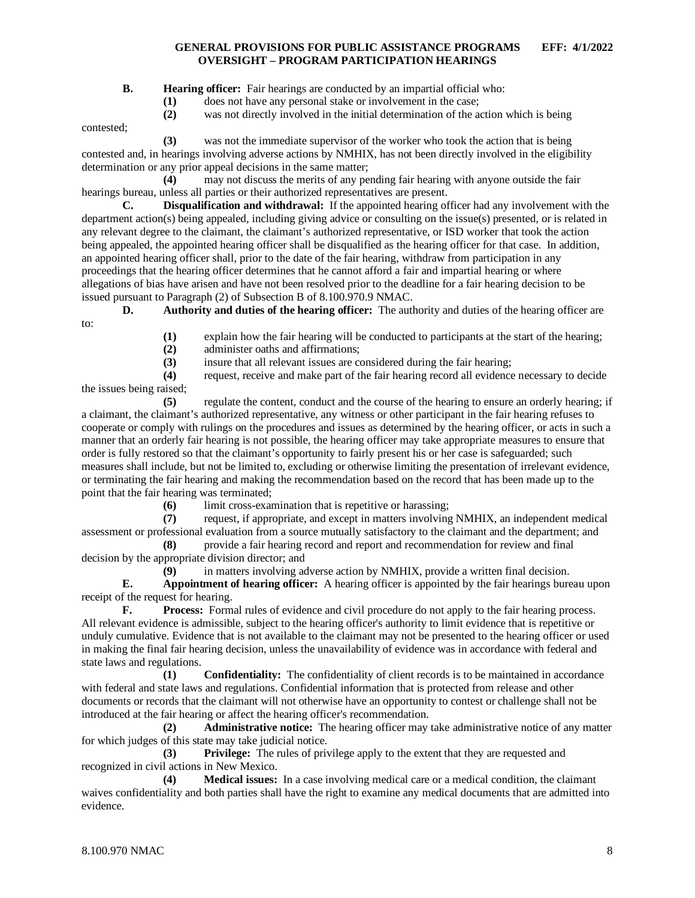**B. Hearing officer:** Fair hearings are conducted by an impartial official who:

**(1)** does not have any personal stake or involvement in the case;

**(2)** was not directly involved in the initial determination of the action which is being contested;

**(3)** was not the immediate supervisor of the worker who took the action that is being contested and, in hearings involving adverse actions by NMHIX, has not been directly involved in the eligibility determination or any prior appeal decisions in the same matter;

**(4)** may not discuss the merits of any pending fair hearing with anyone outside the fair hearings bureau, unless all parties or their authorized representatives are present.

**C. Disqualification and withdrawal:** If the appointed hearing officer had any involvement with the department action(s) being appealed, including giving advice or consulting on the issue(s) presented, or is related in any relevant degree to the claimant, the claimant's authorized representative, or ISD worker that took the action being appealed, the appointed hearing officer shall be disqualified as the hearing officer for that case. In addition, an appointed hearing officer shall, prior to the date of the fair hearing, withdraw from participation in any proceedings that the hearing officer determines that he cannot afford a fair and impartial hearing or where allegations of bias have arisen and have not been resolved prior to the deadline for a fair hearing decision to be issued pursuant to Paragraph (2) of Subsection B of 8.100.970.9 NMAC.

**D. Authority and duties of the hearing officer:** The authority and duties of the hearing officer are to:

**(1)** explain how the fair hearing will be conducted to participants at the start of the hearing;

**(2)** administer oaths and affirmations;

**(3)** insure that all relevant issues are considered during the fair hearing;

**(4)** request, receive and make part of the fair hearing record all evidence necessary to decide the issues being raised;

**(5)** regulate the content, conduct and the course of the hearing to ensure an orderly hearing; if a claimant, the claimant's authorized representative, any witness or other participant in the fair hearing refuses to cooperate or comply with rulings on the procedures and issues as determined by the hearing officer, or acts in such a manner that an orderly fair hearing is not possible, the hearing officer may take appropriate measures to ensure that order is fully restored so that the claimant's opportunity to fairly present his or her case is safeguarded; such measures shall include, but not be limited to, excluding or otherwise limiting the presentation of irrelevant evidence, or terminating the fair hearing and making the recommendation based on the record that has been made up to the point that the fair hearing was terminated;

**(6)** limit cross-examination that is repetitive or harassing;

**(7)** request, if appropriate, and except in matters involving NMHIX, an independent medical assessment or professional evaluation from a source mutually satisfactory to the claimant and the department; and

**(8)** provide a fair hearing record and report and recommendation for review and final decision by the appropriate division director; and

**(9)** in matters involving adverse action by NMHIX, provide a written final decision.

**E. Appointment of hearing officer:** A hearing officer is appointed by the fair hearings bureau upon receipt of the request for hearing.

**F. Process:** Formal rules of evidence and civil procedure do not apply to the fair hearing process. All relevant evidence is admissible, subject to the hearing officer's authority to limit evidence that is repetitive or unduly cumulative. Evidence that is not available to the claimant may not be presented to the hearing officer or used in making the final fair hearing decision, unless the unavailability of evidence was in accordance with federal and state laws and regulations.

**(1) Confidentiality:** The confidentiality of client records is to be maintained in accordance with federal and state laws and regulations. Confidential information that is protected from release and other documents or records that the claimant will not otherwise have an opportunity to contest or challenge shall not be introduced at the fair hearing or affect the hearing officer's recommendation.

**(2) Administrative notice:** The hearing officer may take administrative notice of any matter for which judges of this state may take judicial notice.

**(3) Privilege:** The rules of privilege apply to the extent that they are requested and recognized in civil actions in New Mexico.

**(4) Medical issues:** In a case involving medical care or a medical condition, the claimant waives confidentiality and both parties shall have the right to examine any medical documents that are admitted into evidence.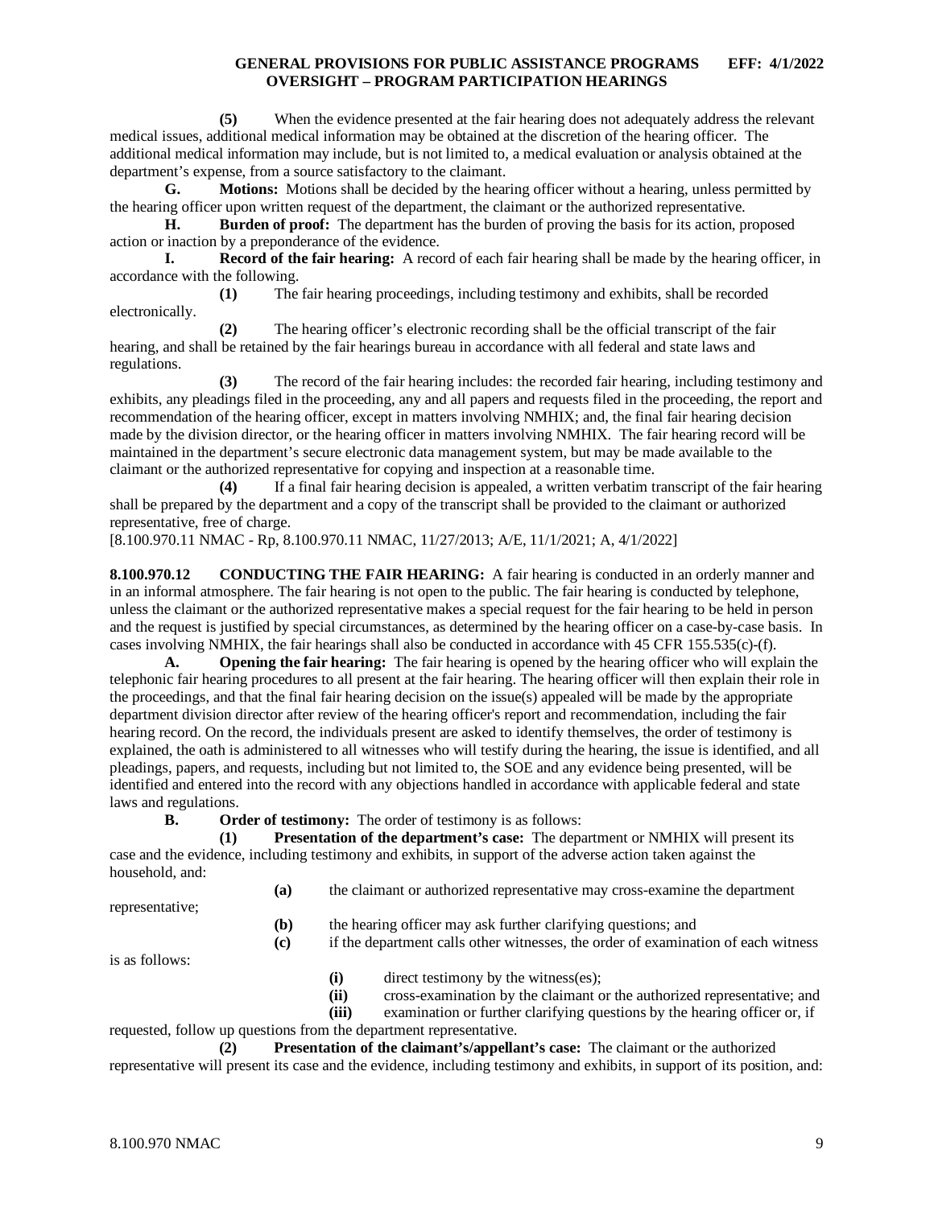**(5)** When the evidence presented at the fair hearing does not adequately address the relevant medical issues, additional medical information may be obtained at the discretion of the hearing officer. The additional medical information may include, but is not limited to, a medical evaluation or analysis obtained at the department's expense, from a source satisfactory to the claimant.

**G. Motions:** Motions shall be decided by the hearing officer without a hearing, unless permitted by the hearing officer upon written request of the department, the claimant or the authorized representative.

**H. Burden of proof:** The department has the burden of proving the basis for its action, proposed action or inaction by a preponderance of the evidence.

**I. Record of the fair hearing:** A record of each fair hearing shall be made by the hearing officer, in accordance with the following.

**(1)** The fair hearing proceedings, including testimony and exhibits, shall be recorded electronically.

**(2)** The hearing officer's electronic recording shall be the official transcript of the fair hearing, and shall be retained by the fair hearings bureau in accordance with all federal and state laws and regulations.

**(3)** The record of the fair hearing includes: the recorded fair hearing, including testimony and exhibits, any pleadings filed in the proceeding, any and all papers and requests filed in the proceeding, the report and recommendation of the hearing officer, except in matters involving NMHIX; and, the final fair hearing decision made by the division director, or the hearing officer in matters involving NMHIX. The fair hearing record will be maintained in the department's secure electronic data management system, but may be made available to the claimant or the authorized representative for copying and inspection at a reasonable time.

**(4)** If a final fair hearing decision is appealed, a written verbatim transcript of the fair hearing shall be prepared by the department and a copy of the transcript shall be provided to the claimant or authorized representative, free of charge.

[8.100.970.11 NMAC - Rp, 8.100.970.11 NMAC, 11/27/2013; A/E, 11/1/2021; A, 4/1/2022]

**8.100.970.12 CONDUCTING THE FAIR HEARING:** A fair hearing is conducted in an orderly manner and in an informal atmosphere. The fair hearing is not open to the public. The fair hearing is conducted by telephone, unless the claimant or the authorized representative makes a special request for the fair hearing to be held in person and the request is justified by special circumstances, as determined by the hearing officer on a case-by-case basis. In cases involving NMHIX, the fair hearings shall also be conducted in accordance with 45 CFR 155.535(c)-(f).

**A. Opening the fair hearing:** The fair hearing is opened by the hearing officer who will explain the telephonic fair hearing procedures to all present at the fair hearing. The hearing officer will then explain their role in the proceedings, and that the final fair hearing decision on the issue(s) appealed will be made by the appropriate department division director after review of the hearing officer's report and recommendation, including the fair hearing record. On the record, the individuals present are asked to identify themselves, the order of testimony is explained, the oath is administered to all witnesses who will testify during the hearing, the issue is identified, and all pleadings, papers, and requests, including but not limited to, the SOE and any evidence being presented, will be identified and entered into the record with any objections handled in accordance with applicable federal and state laws and regulations.

**B. Order of testimony:** The order of testimony is as follows:

**(1) Presentation of the department's case:** The department or NMHIX will present its case and the evidence, including testimony and exhibits, in support of the adverse action taken against the household, and:

**(a)** the claimant or authorized representative may cross-examine the department representative;

**(b)** the hearing officer may ask further clarifying questions; and

**(c)** if the department calls other witnesses, the order of examination of each witness is as follows:

**(i)** direct testimony by the witness(es);

**(ii)** cross-examination by the claimant or the authorized representative; and

**(iii)** examination or further clarifying questions by the hearing officer or, if requested, follow up questions from the department representative.

**(2) Presentation of the claimant's/appellant's case:** The claimant or the authorized representative will present its case and the evidence, including testimony and exhibits, in support of its position, and: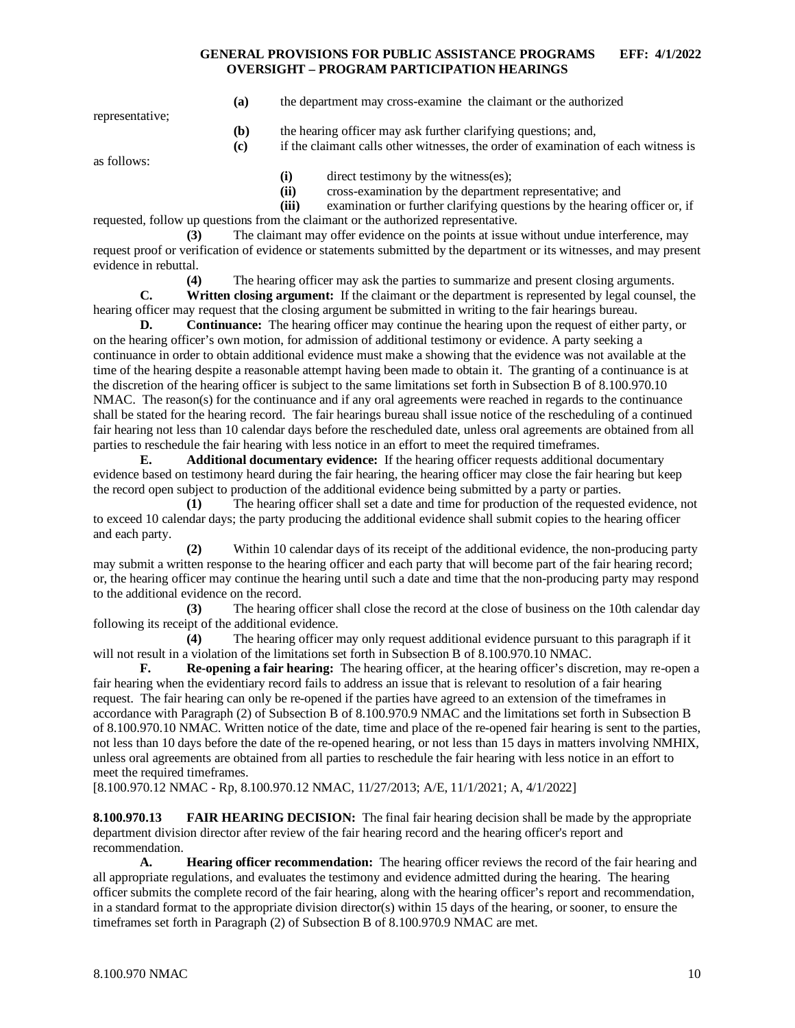**(a)** the department may cross-examine the claimant or the authorized representative;

**(b)** the hearing officer may ask further clarifying questions; and,

**(c)** if the claimant calls other witnesses, the order of examination of each witness is as follows:

**(i)** direct testimony by the witness(es);

**(ii)** cross-examination by the department representative; and

**(iii)** examination or further clarifying questions by the hearing officer or, if requested, follow up questions from the claimant or the authorized representative.

**(3)** The claimant may offer evidence on the points at issue without undue interference, may request proof or verification of evidence or statements submitted by the department or its witnesses, and may present evidence in rebuttal.

**(4)** The hearing officer may ask the parties to summarize and present closing arguments.

**C. Written closing argument:** If the claimant or the department is represented by legal counsel, the hearing officer may request that the closing argument be submitted in writing to the fair hearings bureau.

**D. Continuance:** The hearing officer may continue the hearing upon the request of either party, or on the hearing officer's own motion, for admission of additional testimony or evidence. A party seeking a continuance in order to obtain additional evidence must make a showing that the evidence was not available at the time of the hearing despite a reasonable attempt having been made to obtain it. The granting of a continuance is at the discretion of the hearing officer is subject to the same limitations set forth in Subsection B of 8.100.970.10 NMAC. The reason(s) for the continuance and if any oral agreements were reached in regards to the continuance shall be stated for the hearing record. The fair hearings bureau shall issue notice of the rescheduling of a continued fair hearing not less than 10 calendar days before the rescheduled date, unless oral agreements are obtained from all parties to reschedule the fair hearing with less notice in an effort to meet the required timeframes.

**E. Additional documentary evidence:** If the hearing officer requests additional documentary evidence based on testimony heard during the fair hearing, the hearing officer may close the fair hearing but keep the record open subject to production of the additional evidence being submitted by a party or parties.

**(1)** The hearing officer shall set a date and time for production of the requested evidence, not to exceed 10 calendar days; the party producing the additional evidence shall submit copies to the hearing officer and each party.

**(2)** Within 10 calendar days of its receipt of the additional evidence, the non-producing party may submit a written response to the hearing officer and each party that will become part of the fair hearing record; or, the hearing officer may continue the hearing until such a date and time that the non-producing party may respond to the additional evidence on the record.

**(3)** The hearing officer shall close the record at the close of business on the 10th calendar day following its receipt of the additional evidence.

**(4)** The hearing officer may only request additional evidence pursuant to this paragraph if it will not result in a violation of the limitations set forth in Subsection B of 8.100.970.10 NMAC.

**F. Re-opening a fair hearing:** The hearing officer, at the hearing officer's discretion, may re-open a fair hearing when the evidentiary record fails to address an issue that is relevant to resolution of a fair hearing request. The fair hearing can only be re-opened if the parties have agreed to an extension of the timeframes in accordance with Paragraph (2) of Subsection B of 8.100.970.9 NMAC and the limitations set forth in Subsection B of 8.100.970.10 NMAC. Written notice of the date, time and place of the re-opened fair hearing is sent to the parties, not less than 10 days before the date of the re-opened hearing, or not less than 15 days in matters involving NMHIX, unless oral agreements are obtained from all parties to reschedule the fair hearing with less notice in an effort to meet the required timeframes.

[8.100.970.12 NMAC - Rp, 8.100.970.12 NMAC, 11/27/2013; A/E, 11/1/2021; A, 4/1/2022]

**8.100.970.13 FAIR HEARING DECISION:** The final fair hearing decision shall be made by the appropriate department division director after review of the fair hearing record and the hearing officer's report and recommendation.

**A. Hearing officer recommendation:** The hearing officer reviews the record of the fair hearing and all appropriate regulations, and evaluates the testimony and evidence admitted during the hearing. The hearing officer submits the complete record of the fair hearing, along with the hearing officer's report and recommendation, in a standard format to the appropriate division director(s) within 15 days of the hearing, or sooner, to ensure the timeframes set forth in Paragraph (2) of Subsection B of 8.100.970.9 NMAC are met.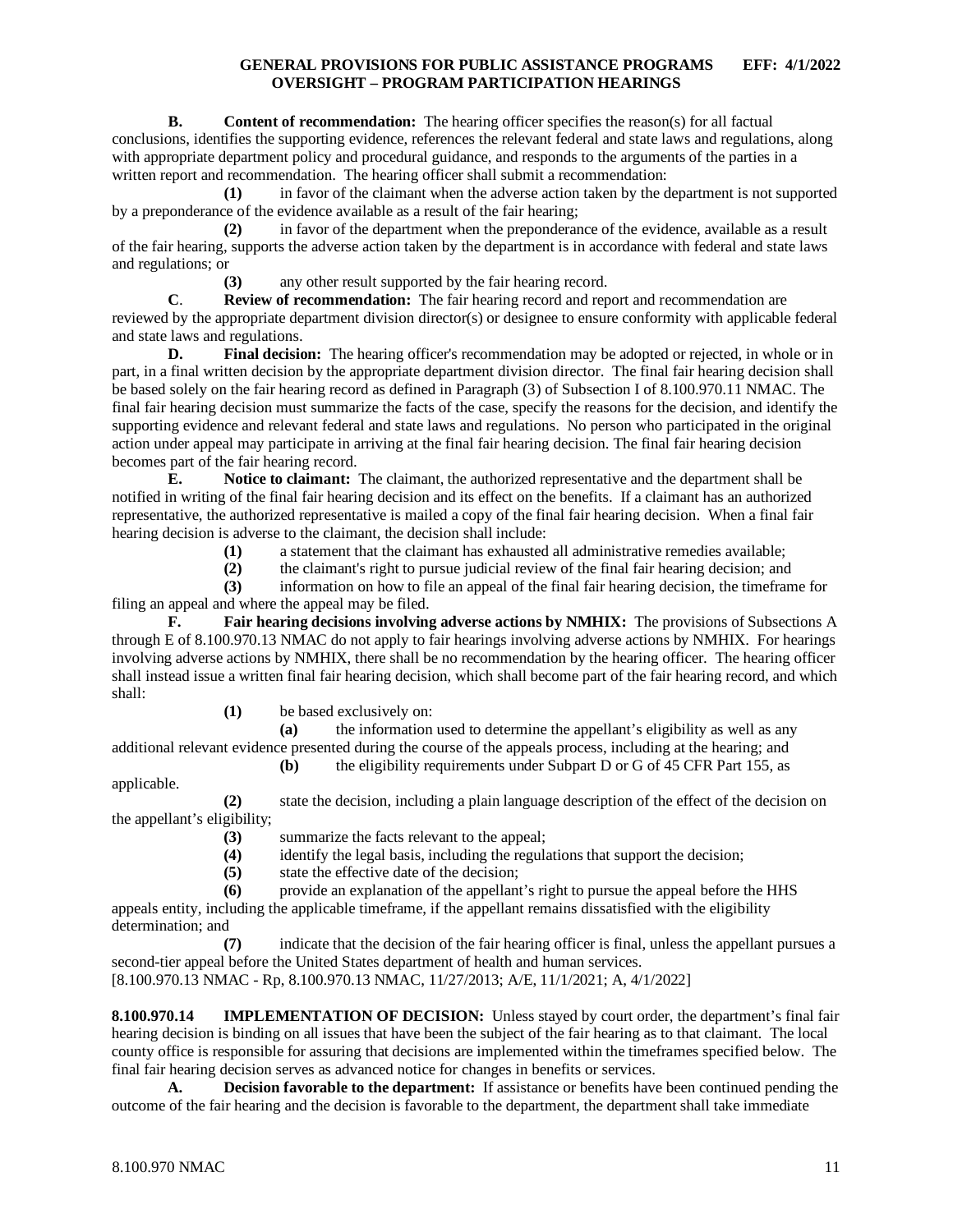**B. Content of recommendation:** The hearing officer specifies the reason(s) for all factual conclusions, identifies the supporting evidence, references the relevant federal and state laws and regulations, along with appropriate department policy and procedural guidance, and responds to the arguments of the parties in a written report and recommendation. The hearing officer shall submit a recommendation:

**(1)** in favor of the claimant when the adverse action taken by the department is not supported by a preponderance of the evidence available as a result of the fair hearing;

**(2)** in favor of the department when the preponderance of the evidence, available as a result of the fair hearing, supports the adverse action taken by the department is in accordance with federal and state laws and regulations; or

**(3)** any other result supported by the fair hearing record.

**C. Review of recommendation:** The fair hearing record and report and recommendation are reviewed by the appropriate department division director(s) or designee to ensure conformity with applicable federal and state laws and regulations.

**D. Final decision:** The hearing officer's recommendation may be adopted or rejected, in whole or in part, in a final written decision by the appropriate department division director. The final fair hearing decision shall be based solely on the fair hearing record as defined in Paragraph (3) of Subsection I of 8.100.970.11 NMAC. The final fair hearing decision must summarize the facts of the case, specify the reasons for the decision, and identify the supporting evidence and relevant federal and state laws and regulations. No person who participated in the original action under appeal may participate in arriving at the final fair hearing decision. The final fair hearing decision becomes part of the fair hearing record.

**E. Notice to claimant:** The claimant, the authorized representative and the department shall be notified in writing of the final fair hearing decision and its effect on the benefits. If a claimant has an authorized representative, the authorized representative is mailed a copy of the final fair hearing decision. When a final fair hearing decision is adverse to the claimant, the decision shall include:

**(1)** a statement that the claimant has exhausted all administrative remedies available;

**(2)** the claimant's right to pursue judicial review of the final fair hearing decision; and

**(3)** information on how to file an appeal of the final fair hearing decision, the timeframe for filing an appeal and where the appeal may be filed.

**F. Fair hearing decisions involving adverse actions by NMHIX:** The provisions of Subsections A through E of 8.100.970.13 NMAC do not apply to fair hearings involving adverse actions by NMHIX. For hearings involving adverse actions by NMHIX, there shall be no recommendation by the hearing officer. The hearing officer shall instead issue a written final fair hearing decision, which shall become part of the fair hearing record, and which shall:

**(1)** be based exclusively on:

**(a)** the information used to determine the appellant's eligibility as well as any additional relevant evidence presented during the course of the appeals process, including at the hearing; and

**(b)** the eligibility requirements under Subpart D or G of 45 CFR Part 155, as applicable.

**(2)** state the decision, including a plain language description of the effect of the decision on the appellant's eligibility;

**(3)** summarize the facts relevant to the appeal;

**(4)** identify the legal basis, including the regulations that support the decision;

**(5)** state the effective date of the decision;

**(6)** provide an explanation of the appellant's right to pursue the appeal before the HHS appeals entity, including the applicable timeframe, if the appellant remains dissatisfied with the eligibility determination; and

**(7)** indicate that the decision of the fair hearing officer is final, unless the appellant pursues a second-tier appeal before the United States department of health and human services.

[8.100.970.13 NMAC - Rp, 8.100.970.13 NMAC, 11/27/2013; A/E, 11/1/2021; A, 4/1/2022]

**8.100.970.14 IMPLEMENTATION OF DECISION:** Unless stayed by court order, the department's final fair hearing decision is binding on all issues that have been the subject of the fair hearing as to that claimant. The local county office is responsible for assuring that decisions are implemented within the timeframes specified below. The final fair hearing decision serves as advanced notice for changes in benefits or services.

**A. Decision favorable to the department:** If assistance or benefits have been continued pending the outcome of the fair hearing and the decision is favorable to the department, the department shall take immediate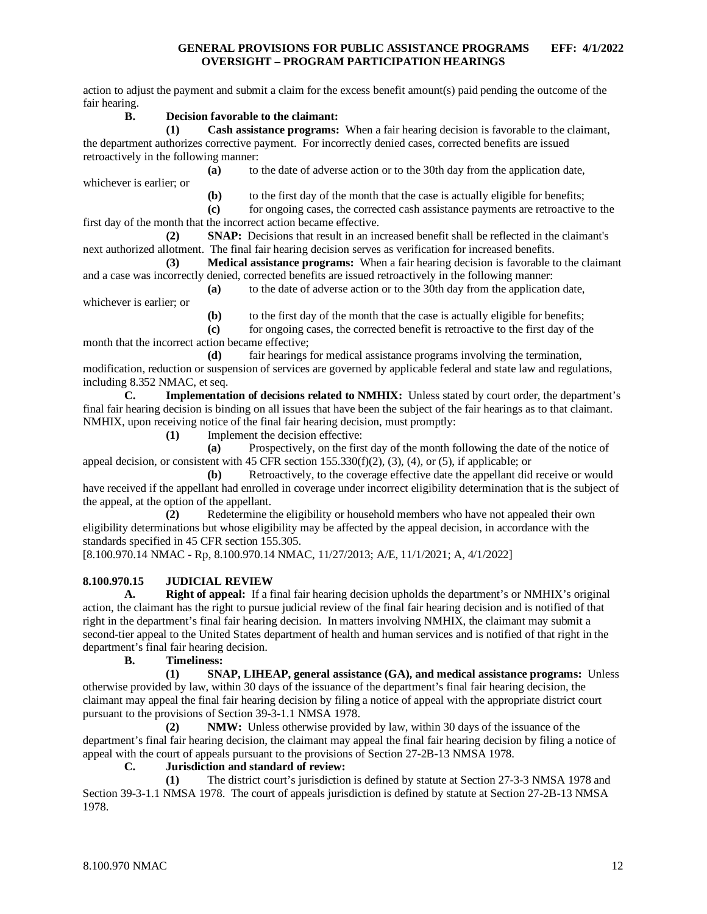action to adjust the payment and submit a claim for the excess benefit amount(s) paid pending the outcome of the fair hearing.

**B. Decision favorable to the claimant:**

**(1) Cash assistance programs:** When a fair hearing decision is favorable to the claimant, the department authorizes corrective payment. For incorrectly denied cases, corrected benefits are issued retroactively in the following manner:

**(a)** to the date of adverse action or to the 30th day from the application date, whichever is earlier; or

**(b)** to the first day of the month that the case is actually eligible for benefits;

**(c)** for ongoing cases, the corrected cash assistance payments are retroactive to the first day of the month that the incorrect action became effective.

**(2) SNAP:** Decisions that result in an increased benefit shall be reflected in the claimant's next authorized allotment. The final fair hearing decision serves as verification for increased benefits.

**(3) Medical assistance programs:** When a fair hearing decision is favorable to the claimant and a case was incorrectly denied, corrected benefits are issued retroactively in the following manner:

**(a)** to the date of adverse action or to the 30th day from the application date, whichever is earlier; or

**(b)** to the first day of the month that the case is actually eligible for benefits;

**(c)** for ongoing cases, the corrected benefit is retroactive to the first day of the month that the incorrect action became effective;

**(d)** fair hearings for medical assistance programs involving the termination, modification, reduction or suspension of services are governed by applicable federal and state law and regulations, including 8.352 NMAC, et seq.

**C. Implementation of decisions related to NMHIX:** Unless stated by court order, the department's final fair hearing decision is binding on all issues that have been the subject of the fair hearings as to that claimant. NMHIX, upon receiving notice of the final fair hearing decision, must promptly:

**(1)** Implement the decision effective:

**(a)** Prospectively, on the first day of the month following the date of the notice of appeal decision, or consistent with 45 CFR section 155.330(f)(2), (3), (4), or (5), if applicable; or

**(b)** Retroactively, to the coverage effective date the appellant did receive or would have received if the appellant had enrolled in coverage under incorrect eligibility determination that is the subject of the appeal, at the option of the appellant.

**(2)** Redetermine the eligibility or household members who have not appealed their own eligibility determinations but whose eligibility may be affected by the appeal decision, in accordance with the standards specified in 45 CFR section 155.305.

[8.100.970.14 NMAC - Rp, 8.100.970.14 NMAC, 11/27/2013; A/E, 11/1/2021; A, 4/1/2022]

## 8.100.970.15 JUDICIAL REVIEW

**A. Right of appeal:** If a final fair hearing decision upholds the department's or NMHIX's original action, the claimant has the right to pursue judicial review of the final fair hearing decision and is notified of that right in the department's final fair hearing decision. In matters involving NMHIX, the claimant may submit a second-tier appeal to the United States department of health and human services and is notified of that right in the department's final fair hearing decision.

**B. Timeliness:**

**(1) SNAP, LIHEAP, general assistance (GA), and medical assistance programs:** Unless otherwise provided by law, within 30 days of the issuance of the department's final fair hearing decision, the claimant may appeal the final fair hearing decision by filing a notice of appeal with the appropriate district court pursuant to the provisions of Section 39-3-1.1 NMSA 1978.

**(2) NMW:** Unless otherwise provided by law, within 30 days of the issuance of the department's final fair hearing decision, the claimant may appeal the final fair hearing decision by filing a notice of appeal with the court of appeals pursuant to the provisions of Section 27-2B-13 NMSA 1978.

**C. Jurisdiction and standard of review:**

**(1)** The district court's jurisdiction is defined by statute at Section 27-3-3 NMSA 1978 and Section 39-3-1.1 NMSA 1978. The court of appeals jurisdiction is defined by statute at Section 27-2B-13 NMSA 1978.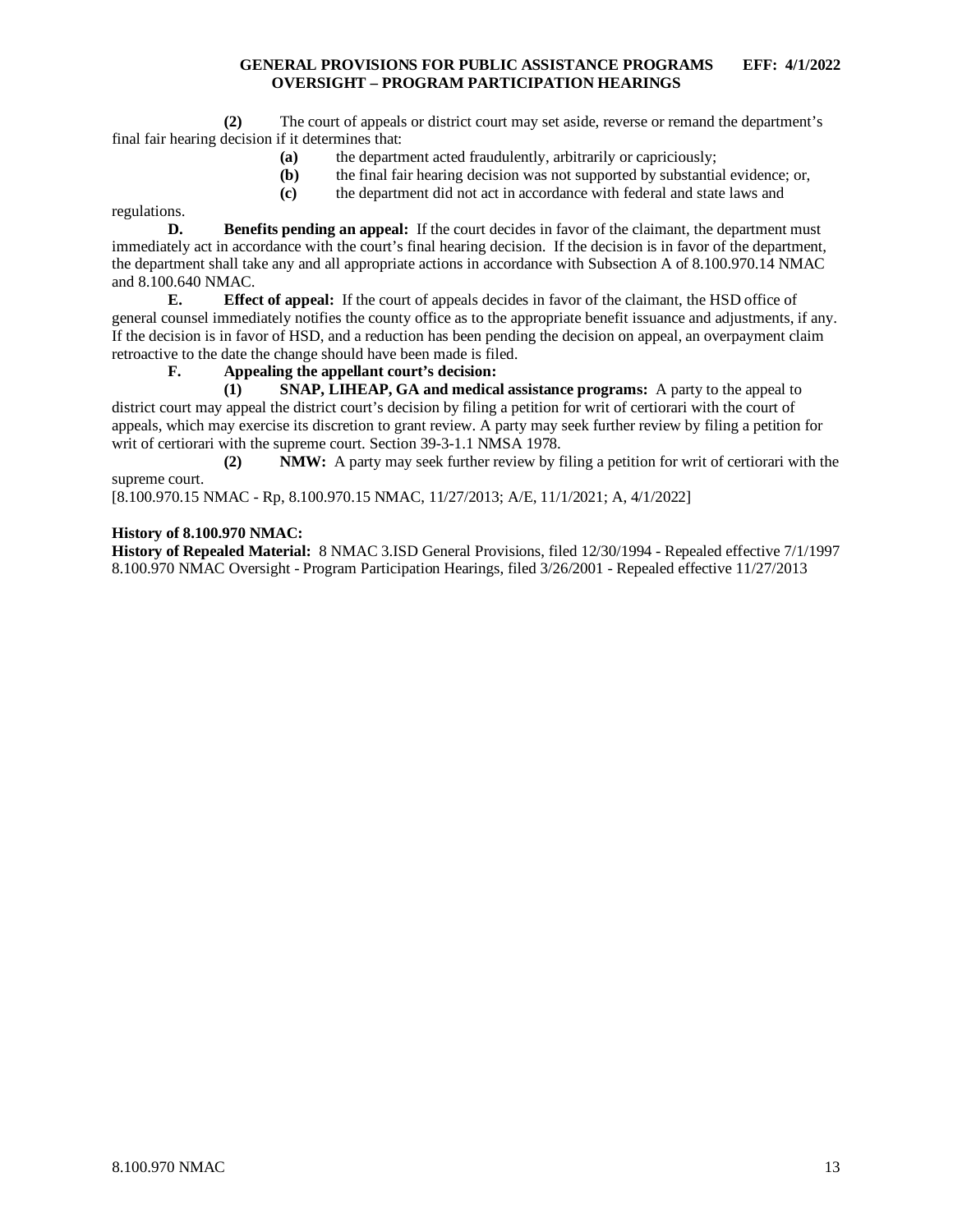**(2)** The court of appeals or district court may set aside, reverse or remand the department's final fair hearing decision if it determines that:

**(a)** the department acted fraudulently, arbitrarily or capriciously;

**(b)** the final fair hearing decision was not supported by substantial evidence; or,

**(c)** the department did not act in accordance with federal and state laws and regulations.

**D. Benefits pending an appeal:** If the court decides in favor of the claimant, the department must immediately act in accordance with the court's final hearing decision. If the decision is in favor of the department, the department shall take any and all appropriate actions in accordance with Subsection A of 8.100.970.14 NMAC and 8.100.640 NMAC.

**E. Effect of appeal:** If the court of appeals decides in favor of the claimant, the HSD office of general counsel immediately notifies the county office as to the appropriate benefit issuance and adjustments, if any. If the decision is in favor of HSD, and a reduction has been pending the decision on appeal, an overpayment claim retroactive to the date the change should have been made is filed.

**F. Appealing the appellant court's decision:**

**(1) SNAP, LIHEAP, GA and medical assistance programs:** A party to the appeal to district court may appeal the district court's decision by filing a petition for writ of certiorari with the court of appeals, which may exercise its discretion to grant review. A party may seek further review by filing a petition for writ of certiorari with the supreme court. Section 39-3-1.1 NMSA 1978.

**(2) NMW:** A party may seek further review by filing a petition for writ of certiorari with the supreme court.

[8.100.970.15 NMAC - Rp, 8.100.970.15 NMAC, 11/27/2013; A/E, 11/1/2021; A, 4/1/2022]

**History of 8.100.970 NMAC:**

**History of Repealed Material:** 8 NMAC 3.ISD General Provisions, filed 12/30/1994 - Repealed effective 7/1/1997
8.100.970 NMAC Oversight - Program Participation Hearings, filed 3/26/2001 - Repealed effective 11/27/2013